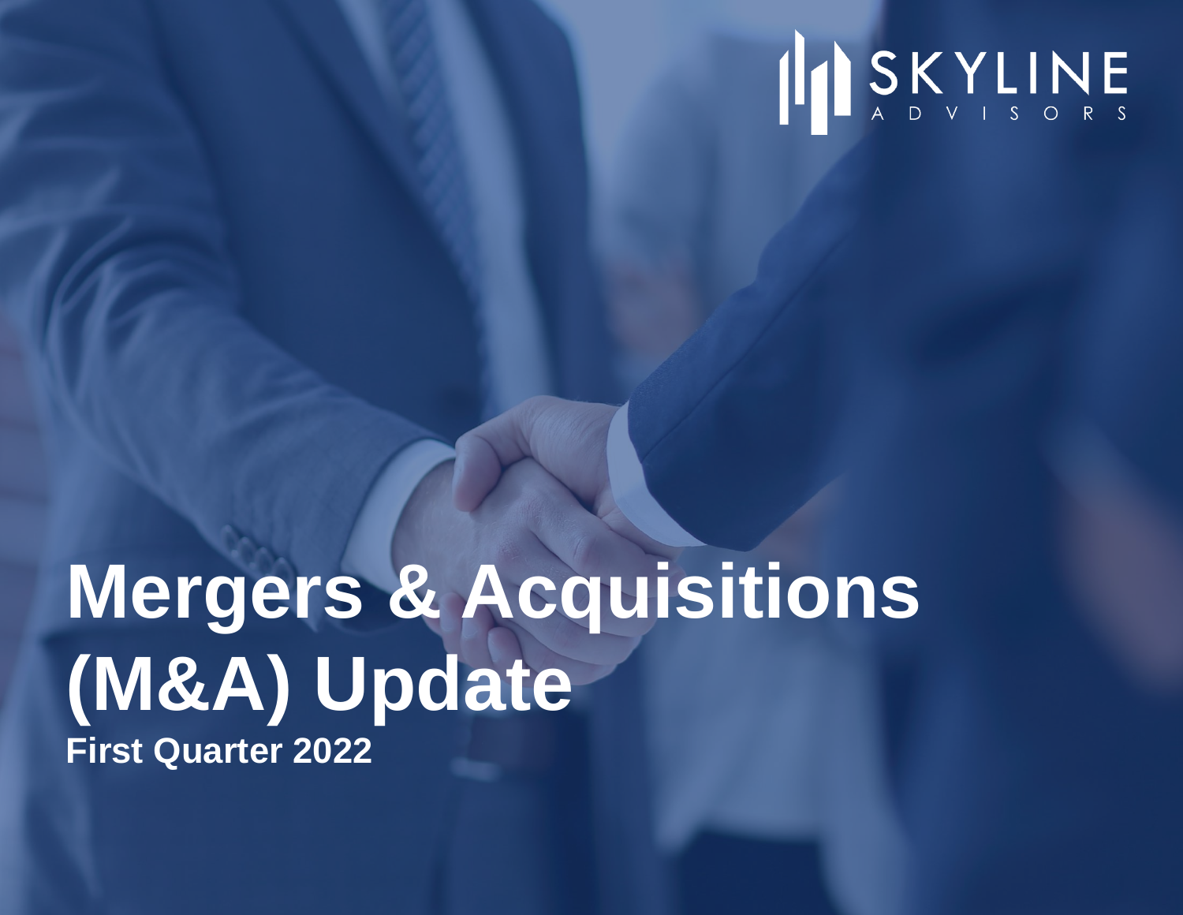SKYLINE ADVISORS

# Mergers & Acquisitions (M&A) Update

**First Quarter 2022**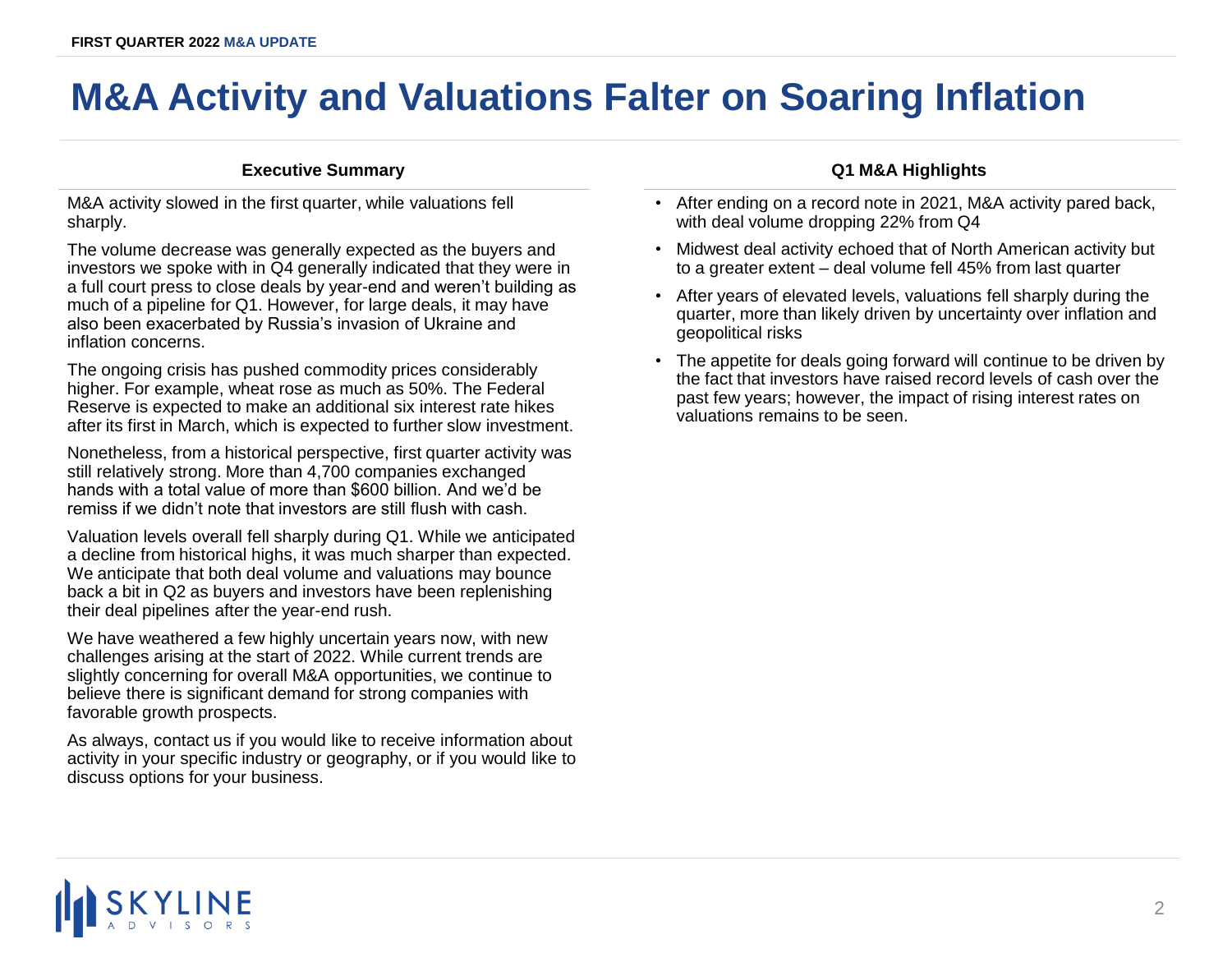# M&A Activity and Valuations Falter on Soaring Inflation

## Executive Summary

M&A activity slowed in the first quarter, while valuations fell sharply.

The volume decrease was generally expected as the buyers and investors we spoke with in Q4 generally indicated that they were in a full court press to close deals by year-end and weren't building as much of a pipeline for Q1. However, for large deals, it may have also been exacerbated by Russia's invasion of Ukraine and inflation concerns.

The ongoing crisis has pushed commodity prices considerably higher. For example, wheat rose as much as 50%. The Federal Reserve is expected to make an additional six interest rate hikes after its first in March, which is expected to further slow investment.

Nonetheless, from a historical perspective, first quarter activity was still relatively strong. More than 4,700 companies exchanged hands with a total value of more than $600 billion. And we'd be remiss if we didn't note that investors are still flush with cash.

Valuation levels overall fell sharply during Q1. While we anticipated a decline from historical highs, it was much sharper than expected. We anticipate that both deal volume and valuations may bounce back a bit in Q2 as buyers and investors have been replenishing their deal pipelines after the year-end rush.

We have weathered a few highly uncertain years now, with new challenges arising at the start of 2022. While current trends are slightly concerning for overall M&A opportunities, we continue to believe there is significant demand for strong companies with favorable growth prospects.

As always, contact us if you would like to receive information about activity in your specific industry or geography, or if you would like to discuss options for your business.

## Q1 M&A Highlights

- After ending on a record note in 2021, M&A activity pared back, with deal volume dropping 22% from Q4
- Midwest deal activity echoed that of North American activity but to a greater extent – deal volume fell 45% from last quarter
- After years of elevated levels, valuations fell sharply during the quarter, more than likely driven by uncertainty over inflation and geopolitical risks
- The appetite for deals going forward will continue to be driven by the fact that investors have raised record levels of cash over the past few years; however, the impact of rising interest rates on valuations remains to be seen.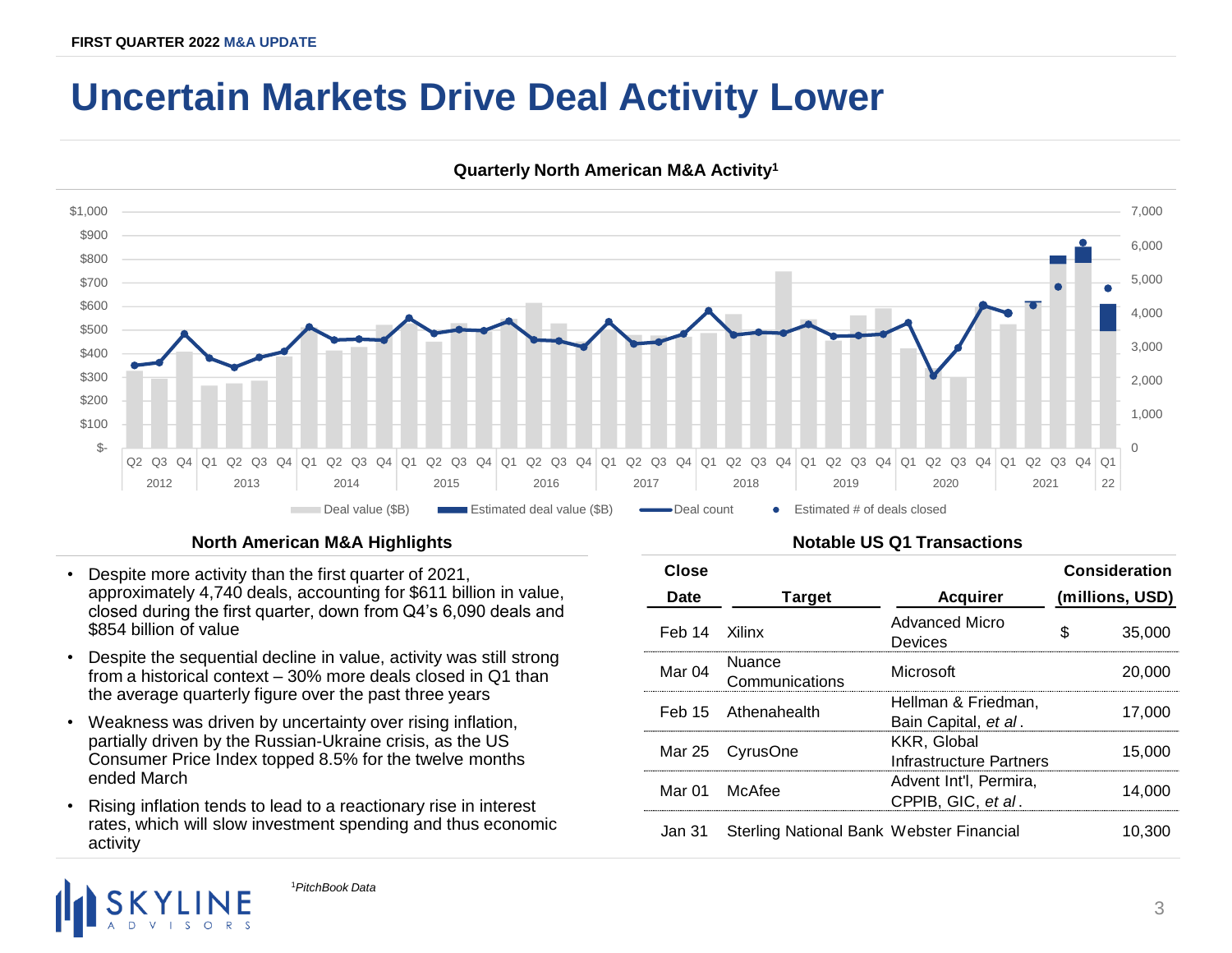# Uncertain Markets Drive Deal Activity Lower

**Quarterly North American M&A Activity[1]**

$1,000
$900
$800
$700
$600
$500
$400
$300
$200
$100
$-

7,000
6,000
5,000
4,000
3,000
2,000
1,000
0

Q2 Q3 Q4 | Q1 Q2 Q3 Q4 | Q1 Q2 Q3 Q4 | Q1 Q2 Q3 Q4 | Q1 Q2 Q3 Q4 | Q1 Q2 Q3 Q4 | Q1 Q2 Q3 Q4 | Q1 Q2 Q3 Q4 | Q1 Q2 Q3 Q4 | Q1 Q2 Q3 Q4 | Q1

2012 | 2013 | 2014 | 2015 | 2016 | 2017 | 2018 | 2019 | 2020 | 2021 | 22

Deal value ($B) | Estimated deal value ($B) | Deal count | Estimated # of deals closed

## North American M&A Highlights

- Despite more activity than the first quarter of 2021, approximately 4,740 deals, accounting for $611 billion in value, closed during the first quarter, down from Q4's 6,090 deals and $854 billion of value
- Despite the sequential decline in value, activity was still strong from a historical context – 30% more deals closed in Q1 than the average quarterly figure over the past three years
- Weakness was driven by uncertainty over rising inflation, partially driven by the Russian-Ukraine crisis, as the US Consumer Price Index topped 8.5% for the twelve months ended March
- Rising inflation tends to lead to a reactionary rise in interest rates, which will slow investment spending and thus economic activity

## Notable US Q1 Transactions

| Close Date | Target | Acquirer | Consideration (millions, USD) |
|---|---|---|---|
| Feb 14 | Xilinx | Advanced Micro Devices | $ 35,000 |
| Mar 04 | Nuance Communications | Microsoft | 20,000 |
| Feb 15 | Athenahealth | Hellman & Friedman, Bain Capital, *et al*. | 17,000 |
| Mar 25 | CyrusOne | KKR, Global Infrastructure Partners | 15,000 |
| Mar 01 | McAfee | Advent Int'l, Permira, CPPIB, GIC, *et al*. | 14,000 |
| Jan 31 | Sterling National Bank | Webster Financial | 10,300 |

[1]*PitchBook Data*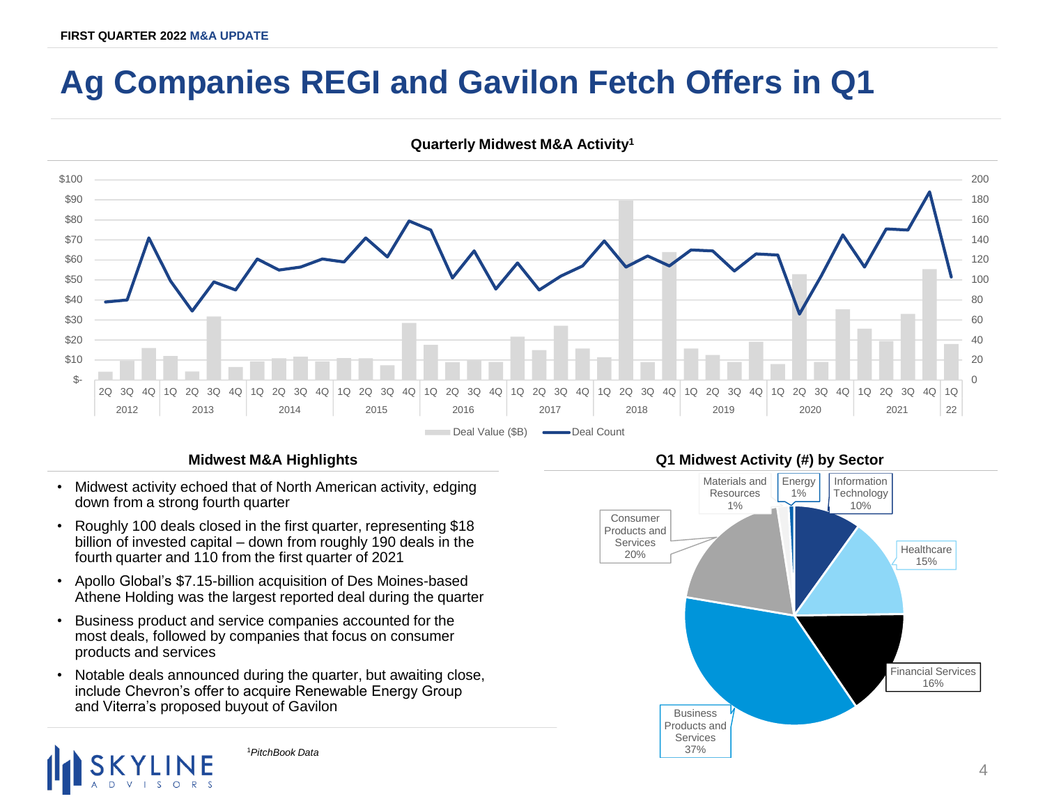# Ag Companies REGI and Gavilon Fetch Offers in Q1

**Quarterly Midwest M&A Activity[1]**

$100
$90
$80
$70
$60
$50
$40
$30
$20
$10
$-

200
180
160
140
120
100
80
60
40
20
0

2Q 3Q 4Q 1Q 2Q 3Q 4Q 1Q 2Q 3Q 4Q 1Q 2Q 3Q 4Q 1Q 2Q 3Q 4Q 1Q 2Q 3Q 4Q 1Q 2Q 3Q 4Q 1Q 2Q 3Q 4Q 1Q 2Q 3Q 4Q 1Q 2Q 3Q 4Q 1Q

2012 2013 2014 2015 2016 2017 2018 2019 2020 2021 22

Deal Value ($B) Deal Count

## Midwest M&A Highlights

- Midwest activity echoed that of North American activity, edging down from a strong fourth quarter
- Roughly 100 deals closed in the first quarter, representing $18 billion of invested capital – down from roughly 190 deals in the fourth quarter and 110 from the first quarter of 2021
- Apollo Global's $7.15-billion acquisition of Des Moines-based Athene Holding was the largest reported deal during the quarter
- Business product and service companies accounted for the most deals, followed by companies that focus on consumer products and services
- Notable deals announced during the quarter, but awaiting close, include Chevron's offer to acquire Renewable Energy Group and Viterra's proposed buyout of Gavilon

**Q1 Midwest Activity (#) by Sector**

Materials and Resources 1%
Energy 1%
Information Technology 10%
Healthcare 15%
Financial Services 16%
Business Products and Services 37%
Consumer Products and Services 20%

[1]*PitchBook Data*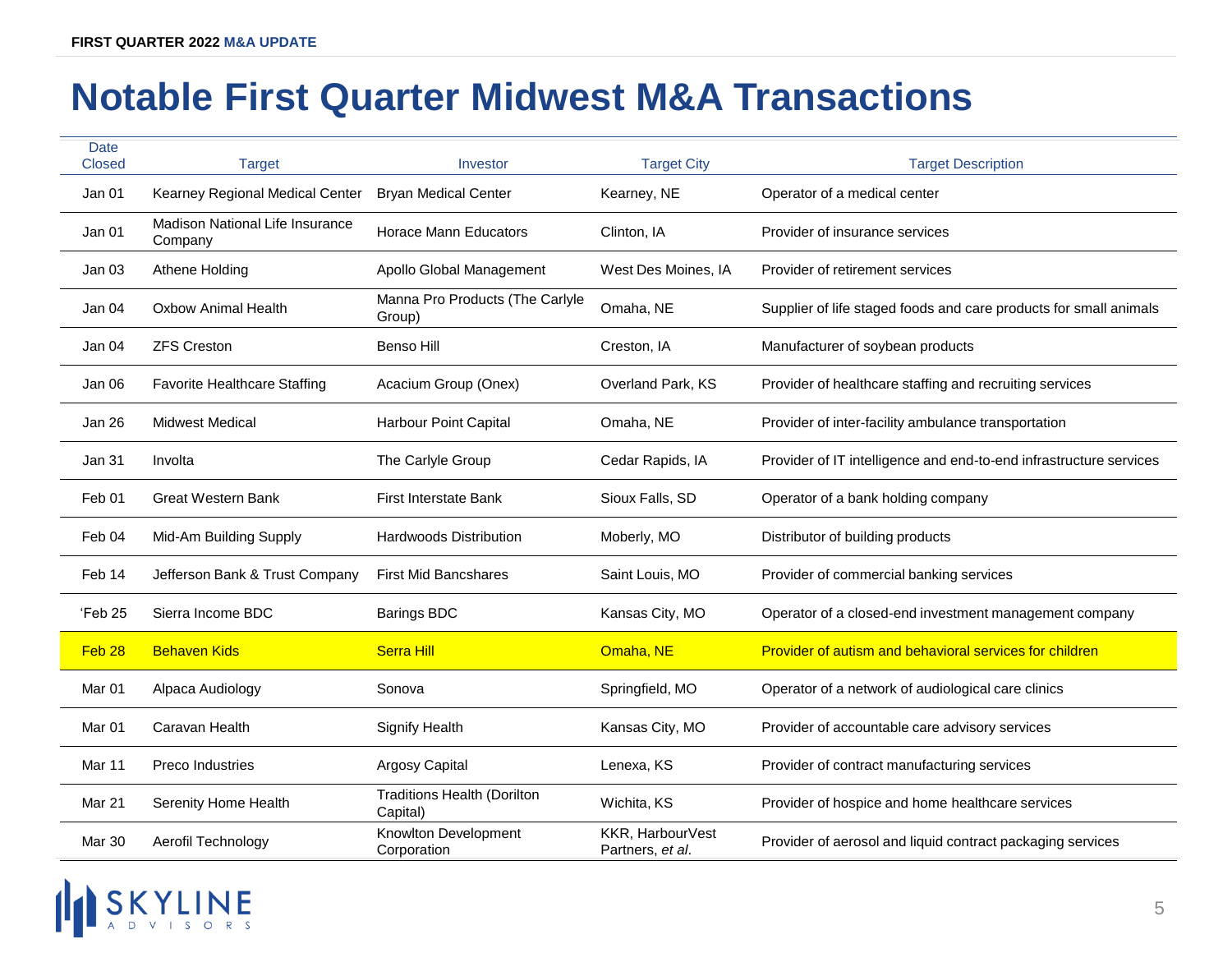# Notable First Quarter Midwest M&A Transactions

| Date Closed | Target | Investor | Target City | Target Description |
|---|---|---|---|---|
| Jan 01 | Kearney Regional Medical Center | Bryan Medical Center | Kearney, NE | Operator of a medical center |
| Jan 01 | Madison National Life Insurance Company | Horace Mann Educators | Clinton, IA | Provider of insurance services |
| Jan 03 | Athene Holding | Apollo Global Management | West Des Moines, IA | Provider of retirement services |
| Jan 04 | Oxbow Animal Health | Manna Pro Products (The Carlyle Group) | Omaha, NE | Supplier of life staged foods and care products for small animals |
| Jan 04 | ZFS Creston | Benso Hill | Creston, IA | Manufacturer of soybean products |
| Jan 06 | Favorite Healthcare Staffing | Acacium Group (Onex) | Overland Park, KS | Provider of healthcare staffing and recruiting services |
| Jan 26 | Midwest Medical | Harbour Point Capital | Omaha, NE | Provider of inter-facility ambulance transportation |
| Jan 31 | Involta | The Carlyle Group | Cedar Rapids, IA | Provider of IT intelligence and end-to-end infrastructure services |
| Feb 01 | Great Western Bank | First Interstate Bank | Sioux Falls, SD | Operator of a bank holding company |
| Feb 04 | Mid-Am Building Supply | Hardwoods Distribution | Moberly, MO | Distributor of building products |
| Feb 14 | Jefferson Bank & Trust Company | First Mid Bancshares | Saint Louis, MO | Provider of commercial banking services |
| 'Feb 25 | Sierra Income BDC | Barings BDC | Kansas City, MO | Operator of a closed-end investment management company |
| Feb 28 | Behaven Kids | Serra Hill | Omaha, NE | Provider of autism and behavioral services for children |
| Mar 01 | Alpaca Audiology | Sonova | Springfield, MO | Operator of a network of audiological care clinics |
| Mar 01 | Caravan Health | Signify Health | Kansas City, MO | Provider of accountable care advisory services |
| Mar 11 | Preco Industries | Argosy Capital | Lenexa, KS | Provider of contract manufacturing services |
| Mar 21 | Serenity Home Health | Traditions Health (Dorilton Capital) | Wichita, KS | Provider of hospice and home healthcare services |
| Mar 30 | Aerofil Technology | Knowlton Development Corporation | KKR, HarbourVest Partners, *et al*. | Provider of aerosol and liquid contract packaging services |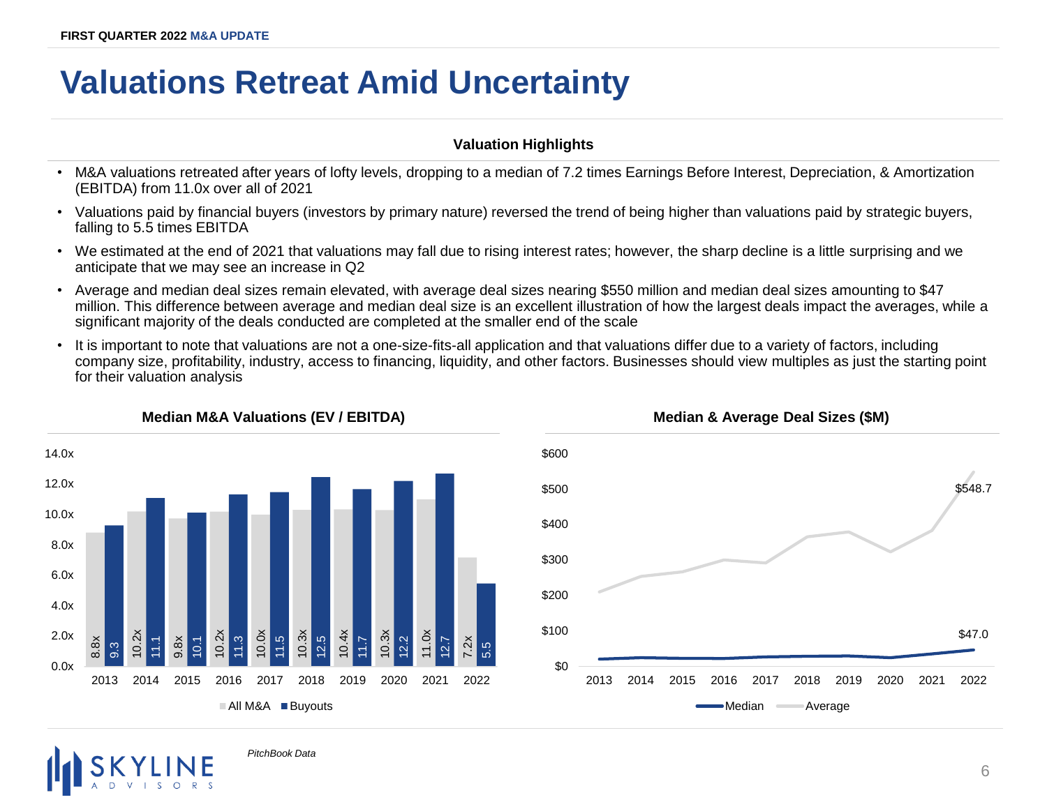# Valuations Retreat Amid Uncertainty

**Valuation Highlights**

- M&A valuations retreated after years of lofty levels, dropping to a median of 7.2 times Earnings Before Interest, Depreciation, & Amortization (EBITDA) from 11.0x over all of 2021
- Valuations paid by financial buyers (investors by primary nature) reversed the trend of being higher than valuations paid by strategic buyers, falling to 5.5 times EBITDA
- We estimated at the end of 2021 that valuations may fall due to rising interest rates; however, the sharp decline is a little surprising and we anticipate that we may see an increase in Q2
- Average and median deal sizes remain elevated, with average deal sizes nearing $550 million and median deal sizes amounting to $47 million. This difference between average and median deal size is an excellent illustration of how the largest deals impact the averages, while a significant majority of the deals conducted are completed at the smaller end of the scale
- It is important to note that valuations are not a one-size-fits-all application and that valuations differ due to a variety of factors, including company size, profitability, industry, access to financing, liquidity, and other factors. Businesses should view multiples as just the starting point for their valuation analysis

**Median M&A Valuations (EV / EBITDA)**

14.0x
12.0x
10.0x
8.0x
6.0x
4.0x
2.0x
0.0x

2013: 8.8x, 9.3
2014: 10.2x, 11.1
2015: 9.8x, 10.1
2016: 10.2x, 11.3
2017: 10.0x, 11.5
2018: 10.3x, 12.5
2019: 10.4x, 11.7
2020: 10.3x, 12.2
2021: 11.0x, 12.7
2022: 7.2x, 5.5

All M&A ■ Buyouts

**Median & Average Deal Sizes ($M)**

$600
$500
$400
$300
$200
$100
$0

2013 2014 2015 2016 2017 2018 2019 2020 2021 2022

$548.7
$47.0

Median Average

*PitchBook Data*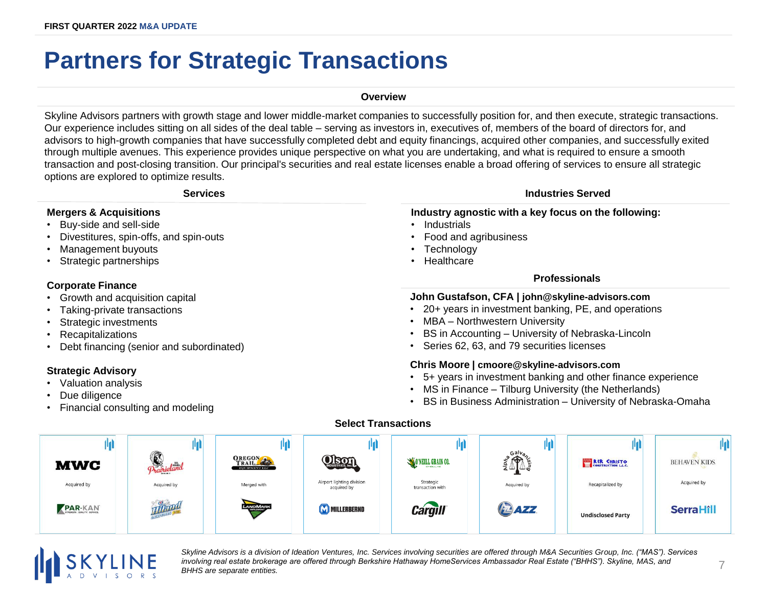# Partners for Strategic Transactions

## Overview

Skyline Advisors partners with growth stage and lower middle-market companies to successfully position for, and then execute, strategic transactions. Our experience includes sitting on all sides of the deal table – serving as investors in, executives of, members of the board of directors for, and advisors to high-growth companies that have successfully completed debt and equity financings, acquired other companies, and successfully exited through multiple avenues. This experience provides unique perspective on what you are undertaking, and what is required to ensure a smooth transaction and post-closing transition. Our principal's securities and real estate licenses enable a broad offering of services to ensure all strategic options are explored to optimize results.

## Services

**Mergers & Acquisitions**

- Buy-side and sell-side
- Divestitures, spin-offs, and spin-outs
- Management buyouts
- Strategic partnerships

**Corporate Finance**

- Growth and acquisition capital
- Taking-private transactions
- Strategic investments
- Recapitalizations
- Debt financing (senior and subordinated)

**Strategic Advisory**

- Valuation analysis
- Due diligence
- Financial consulting and modeling

## Industries Served

**Industry agnostic with a key focus on the following:**

- Industrials
- Food and agribusiness
- Technology
- Healthcare

## Professionals

**John Gustafson, CFA | john@skyline-advisors.com**

- 20+ years in investment banking, PE, and operations
- MBA – Northwestern University
- BS in Accounting – University of Nebraska-Lincoln
- Series 62, 63, and 79 securities licenses

**Chris Moore | cmoore@skyline-advisors.com**

- 5+ years in investment banking and other finance experience
- MS in Finance – Tilburg University (the Netherlands)
- BS in Business Administration – University of Nebraska-Omaha

## Select Transactions

MWC – Acquired by – PAR-KAN

Prairieland Dairy – Acquired by – Hiland

Oregon Trail Equipment LLC – Merged with – Landmark Implement

Olson Industries, Inc. – Airport lighting division acquired by – Millerbernd

O'Neill Grain Co. – Strategic transaction with – Cargill

Alpha Galvanizing – Acquired by – AZZ

R&R Christo Construction L.L.C. – Recapitalized by – Undisclosed Party

Behaven Kids – Acquired by – SerraHill

*Skyline Advisors is a division of Ideation Ventures, Inc. Services involving securities are offered through M&A Securities Group, Inc. ("MAS"). Services involving real estate brokerage are offered through Berkshire Hathaway HomeServices Ambassador Real Estate ("BHHS"). Skyline, MAS, and BHHS are separate entities.*